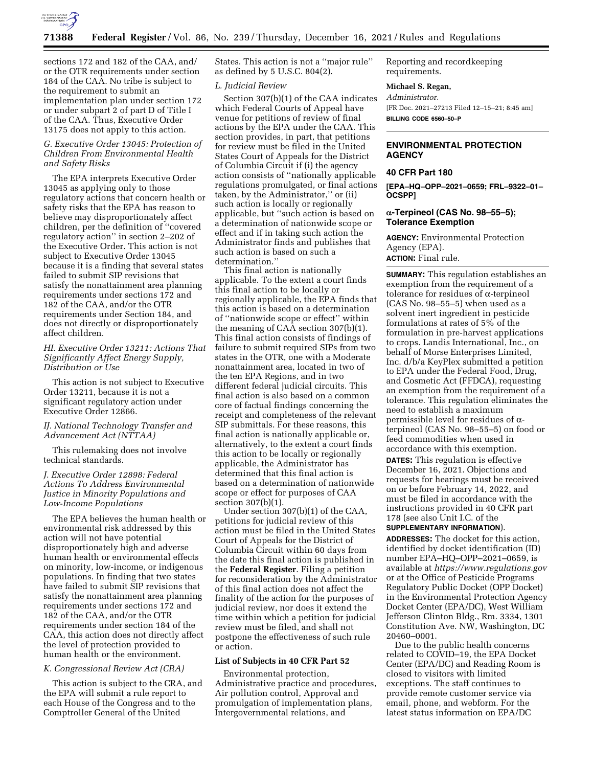sections 172 and 182 of the CAA, and/or the OTR requirements under section 184 of the CAA. No tribe is subject to the requirement to submit an implementation plan under section 172 or under subpart 2 of part D of Title I of the CAA. Thus, Executive Order 13175 does not apply to this action.

### G. Executive Order 13045: Protection of Children From Environmental Health and Safety Risks

The EPA interprets Executive Order 13045 as applying only to those regulatory actions that concern health or safety risks that the EPA has reason to believe may disproportionately affect children, per the definition of ''covered regulatory action'' in section 2–202 of the Executive Order. This action is not subject to Executive Order 13045 because it is a finding that several states failed to submit SIP revisions that satisfy the nonattainment area planning requirements under sections 172 and 182 of the CAA, and/or the OTR requirements under Section 184, and does not directly or disproportionately affect children.

### HI. Executive Order 13211: Actions That Significantly Affect Energy Supply, Distribution or Use

This action is not subject to Executive Order 13211, because it is not a significant regulatory action under Executive Order 12866.

### IJ. National Technology Transfer and Advancement Act (NTTAA)

This rulemaking does not involve technical standards.

### J. Executive Order 12898: Federal Actions To Address Environmental Justice in Minority Populations and Low-Income Populations

The EPA believes the human health or environmental risk addressed by this action will not have potential disproportionately high and adverse human health or environmental effects on minority, low-income, or indigenous populations. In finding that two states have failed to submit SIP revisions that satisfy the nonattainment area planning requirements under sections 172 and 182 of the CAA, and/or the OTR requirements under section 184 of the CAA, this action does not directly affect the level of protection provided to human health or the environment.

### K. Congressional Review Act (CRA)

This action is subject to the CRA, and the EPA will submit a rule report to each House of the Congress and to the Comptroller General of the United States. This action is not a ''major rule'' as defined by 5 U.S.C. 804(2).

### L. Judicial Review

Section 307(b)(1) of the CAA indicates which Federal Courts of Appeal have venue for petitions of review of final actions by the EPA under the CAA. This section provides, in part, that petitions for review must be filed in the United States Court of Appeals for the District of Columbia Circuit if (i) the agency action consists of ''nationally applicable regulations promulgated, or final actions taken, by the Administrator,'' or (ii) such action is locally or regionally applicable, but ''such action is based on a determination of nationwide scope or effect and if in taking such action the Administrator finds and publishes that such action is based on such a determination.''

This final action is nationally applicable. To the extent a court finds this final action to be locally or regionally applicable, the EPA finds that this action is based on a determination of ''nationwide scope or effect'' within the meaning of CAA section 307(b)(1). This final action consists of findings of failure to submit required SIPs from two states in the OTR, one with a Moderate nonattainment area, located in two of the ten EPA Regions, and in two different federal judicial circuits. This final action is also based on a common core of factual findings concerning the receipt and completeness of the relevant SIP submittals. For these reasons, this final action is nationally applicable or, alternatively, to the extent a court finds this action to be locally or regionally applicable, the Administrator has determined that this final action is based on a determination of nationwide scope or effect for purposes of CAA section 307(b)(1).

Under section 307(b)(1) of the CAA, petitions for judicial review of this action must be filed in the United States Court of Appeals for the District of Columbia Circuit within 60 days from the date this final action is published in the **Federal Register**. Filing a petition for reconsideration by the Administrator of this final action does not affect the finality of the action for the purposes of judicial review, nor does it extend the time within which a petition for judicial review must be filed, and shall not postpone the effectiveness of such rule or action.

**List of Subjects in 40 CFR Part 52**

Environmental protection, Administrative practice and procedures, Air pollution control, Approval and promulgation of implementation plans, Intergovernmental relations, and Reporting and recordkeeping requirements.

**Michael S. Regan,**

*Administrator.*

[FR Doc. 2021–27213 Filed 12–15–21; 8:45 am]

**BILLING CODE 6560–50–P**

---

## ENVIRONMENTAL PROTECTION AGENCY

## 40 CFR Part 180

**[EPA–HQ–OPP–2021–0659; FRL–9322–01–OCSPP]**

## α-Terpineol (CAS No. 98–55–5); Tolerance Exemption

**AGENCY:** Environmental Protection Agency (EPA).

**ACTION:** Final rule.

**SUMMARY:** This regulation establishes an exemption from the requirement of a tolerance for residues of α-terpineol (CAS No. 98–55–5) when used as a solvent inert ingredient in pesticide formulations at rates of 5% of the formulation in pre-harvest applications to crops. Landis International, Inc., on behalf of Morse Enterprises Limited, Inc. d/b/a KeyPlex submitted a petition to EPA under the Federal Food, Drug, and Cosmetic Act (FFDCA), requesting an exemption from the requirement of a tolerance. This regulation eliminates the need to establish a maximum permissible level for residues of α-terpineol (CAS No. 98–55–5) on food or feed commodities when used in accordance with this exemption.

**DATES:** This regulation is effective December 16, 2021. Objections and requests for hearings must be received on or before February 14, 2022, and must be filed in accordance with the instructions provided in 40 CFR part 178 (see also Unit I.C. of the **SUPPLEMENTARY INFORMATION**).

**ADDRESSES:** The docket for this action, identified by docket identification (ID) number EPA–HQ–OPP–2021–0659, is available at *https://www.regulations.gov* or at the Office of Pesticide Programs Regulatory Public Docket (OPP Docket) in the Environmental Protection Agency Docket Center (EPA/DC), West William Jefferson Clinton Bldg., Rm. 3334, 1301 Constitution Ave. NW, Washington, DC 20460–0001.

Due to the public health concerns related to COVID–19, the EPA Docket Center (EPA/DC) and Reading Room is closed to visitors with limited exceptions. The staff continues to provide remote customer service via email, phone, and webform. For the latest status information on EPA/DC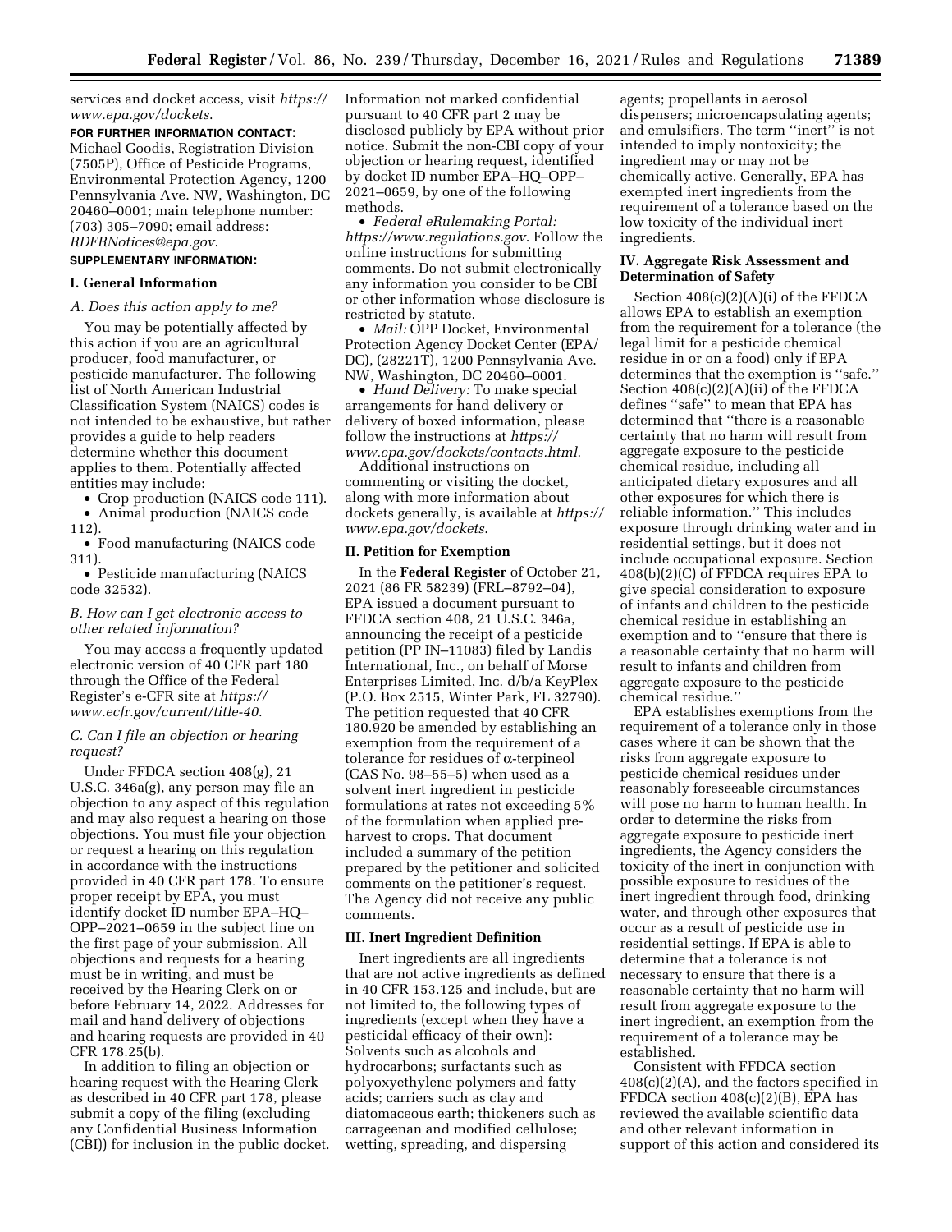services and docket access, visit *https://www.epa.gov/dockets*.

**FOR FURTHER INFORMATION CONTACT:** Michael Goodis, Registration Division (7505P), Office of Pesticide Programs, Environmental Protection Agency, 1200 Pennsylvania Ave. NW, Washington, DC 20460–0001; main telephone number: (703) 305–7090; email address: *RDFRNotices@epa.gov*.

**SUPPLEMENTARY INFORMATION:**

## I. General Information

### *A. Does this action apply to me?*

You may be potentially affected by this action if you are an agricultural producer, food manufacturer, or pesticide manufacturer. The following list of North American Industrial Classification System (NAICS) codes is not intended to be exhaustive, but rather provides a guide to help readers determine whether this document applies to them. Potentially affected entities may include:

- Crop production (NAICS code 111).
- Animal production (NAICS code 112).
- Food manufacturing (NAICS code 311).
- Pesticide manufacturing (NAICS code 32532).

### *B. How can I get electronic access to other related information?*

You may access a frequently updated electronic version of 40 CFR part 180 through the Office of the Federal Register's e-CFR site at *https://www.ecfr.gov/current/title-40*.

### *C. Can I file an objection or hearing request?*

Under FFDCA section 408(g), 21 U.S.C. 346a(g), any person may file an objection to any aspect of this regulation and may also request a hearing on those objections. You must file your objection or request a hearing on this regulation in accordance with the instructions provided in 40 CFR part 178. To ensure proper receipt by EPA, you must identify docket ID number EPA–HQ–OPP–2021–0659 in the subject line on the first page of your submission. All objections and requests for a hearing must be in writing, and must be received by the Hearing Clerk on or before February 14, 2022. Addresses for mail and hand delivery of objections and hearing requests are provided in 40 CFR 178.25(b).

In addition to filing an objection or hearing request with the Hearing Clerk as described in 40 CFR part 178, please submit a copy of the filing (excluding any Confidential Business Information (CBI)) for inclusion in the public docket. Information not marked confidential pursuant to 40 CFR part 2 may be disclosed publicly by EPA without prior notice. Submit the non-CBI copy of your objection or hearing request, identified by docket ID number EPA–HQ–OPP–2021–0659, by one of the following methods.

- *Federal eRulemaking Portal: https://www.regulations.gov*. Follow the online instructions for submitting comments. Do not submit electronically any information you consider to be CBI or other information whose disclosure is restricted by statute.
- *Mail:* OPP Docket, Environmental Protection Agency Docket Center (EPA/DC), (28221T), 1200 Pennsylvania Ave. NW, Washington, DC 20460–0001.
- *Hand Delivery:* To make special arrangements for hand delivery or delivery of boxed information, please follow the instructions at *https://www.epa.gov/dockets/contacts.html*.

Additional instructions on commenting or visiting the docket, along with more information about dockets generally, is available at *https://www.epa.gov/dockets*.

## II. Petition for Exemption

In the **Federal Register** of October 21, 2021 (86 FR 58239) (FRL–8792–04), EPA issued a document pursuant to FFDCA section 408, 21 U.S.C. 346a, announcing the receipt of a pesticide petition (PP IN–11083) filed by Landis International, Inc., on behalf of Morse Enterprises Limited, Inc. d/b/a KeyPlex (P.O. Box 2515, Winter Park, FL 32790). The petition requested that 40 CFR 180.920 be amended by establishing an exemption from the requirement of a tolerance for residues of α-terpineol (CAS No. 98–55–5) when used as a solvent inert ingredient in pesticide formulations at rates not exceeding 5% of the formulation when applied pre-harvest to crops. That document included a summary of the petition prepared by the petitioner and solicited comments on the petitioner's request. The Agency did not receive any public comments.

## III. Inert Ingredient Definition

Inert ingredients are all ingredients that are not active ingredients as defined in 40 CFR 153.125 and include, but are not limited to, the following types of ingredients (except when they have a pesticidal efficacy of their own): Solvents such as alcohols and hydrocarbons; surfactants such as polyoxyethylene polymers and fatty acids; carriers such as clay and diatomaceous earth; thickeners such as carrageenan and modified cellulose; wetting, spreading, and dispersing agents; propellants in aerosol dispensers; microencapsulating agents; and emulsifiers. The term "inert" is not intended to imply nontoxicity; the ingredient may or may not be chemically active. Generally, EPA has exempted inert ingredients from the requirement of a tolerance based on the low toxicity of the individual inert ingredients.

## IV. Aggregate Risk Assessment and Determination of Safety

Section 408(c)(2)(A)(i) of the FFDCA allows EPA to establish an exemption from the requirement for a tolerance (the legal limit for a pesticide chemical residue in or on a food) only if EPA determines that the exemption is "safe." Section 408(c)(2)(A)(ii) of the FFDCA defines "safe" to mean that EPA has determined that "there is a reasonable certainty that no harm will result from aggregate exposure to the pesticide chemical residue, including all anticipated dietary exposures and all other exposures for which there is reliable information." This includes exposure through drinking water and in residential settings, but it does not include occupational exposure. Section 408(b)(2)(C) of FFDCA requires EPA to give special consideration to exposure of infants and children to the pesticide chemical residue in establishing an exemption and to "ensure that there is a reasonable certainty that no harm will result to infants and children from aggregate exposure to the pesticide chemical residue."

EPA establishes exemptions from the requirement of a tolerance only in those cases where it can be shown that the risks from aggregate exposure to pesticide chemical residues under reasonably foreseeable circumstances will pose no harm to human health. In order to determine the risks from aggregate exposure to pesticide inert ingredients, the Agency considers the toxicity of the inert in conjunction with possible exposure to residues of the inert ingredient through food, drinking water, and through other exposures that occur as a result of pesticide use in residential settings. If EPA is able to determine that a tolerance is not necessary to ensure that there is a reasonable certainty that no harm will result from aggregate exposure to the inert ingredient, an exemption from the requirement of a tolerance may be established.

Consistent with FFDCA section 408(c)(2)(A), and the factors specified in FFDCA section 408(c)(2)(B), EPA has reviewed the available scientific data and other relevant information in support of this action and considered its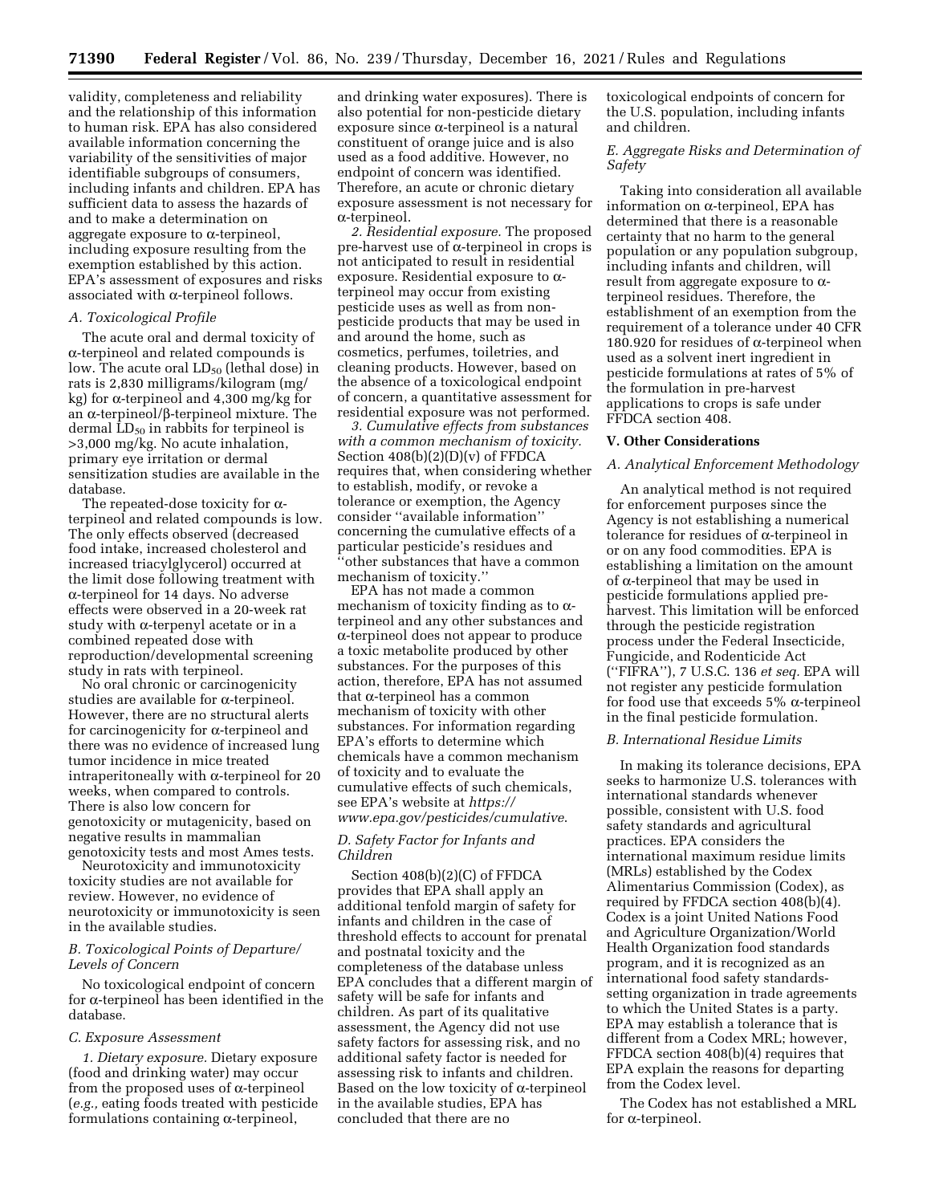validity, completeness and reliability and the relationship of this information to human risk. EPA has also considered available information concerning the variability of the sensitivities of major identifiable subgroups of consumers, including infants and children. EPA has sufficient data to assess the hazards of and to make a determination on aggregate exposure to α-terpineol, including exposure resulting from the exemption established by this action. EPA's assessment of exposures and risks associated with α-terpineol follows.

### A. Toxicological Profile

The acute oral and dermal toxicity of α-terpineol and related compounds is low. The acute oral $LD_{50}$ (lethal dose) in rats is 2,830 milligrams/kilogram (mg/kg) for α-terpineol and 4,300 mg/kg for an α-terpineol/β-terpineol mixture. The dermal $LD_{50}$ in rabbits for terpineol is >3,000 mg/kg. No acute inhalation, primary eye irritation or dermal sensitization studies are available in the database.

The repeated-dose toxicity for α-terpineol and related compounds is low. The only effects observed (decreased food intake, increased cholesterol and increased triacylglycerol) occurred at the limit dose following treatment with α-terpineol for 14 days. No adverse effects were observed in a 20-week rat study with α-terpenyl acetate or in a combined repeated dose with reproduction/developmental screening study in rats with terpineol.

No oral chronic or carcinogenicity studies are available for α-terpineol. However, there are no structural alerts for carcinogenicity for α-terpineol and there was no evidence of increased lung tumor incidence in mice treated intraperitoneally with α-terpineol for 20 weeks, when compared to controls. There is also low concern for genotoxicity or mutagenicity, based on negative results in mammalian genotoxicity tests and most Ames tests.

Neurotoxicity and immunotoxicity toxicity studies are not available for review. However, no evidence of neurotoxicity or immunotoxicity is seen in the available studies.

### B. Toxicological Points of Departure/Levels of Concern

No toxicological endpoint of concern for α-terpineol has been identified in the database.

### C. Exposure Assessment

*1. Dietary exposure.* Dietary exposure (food and drinking water) may occur from the proposed uses of α-terpineol (*e.g.,* eating foods treated with pesticide formulations containing α-terpineol, and drinking water exposures). There is also potential for non-pesticide dietary exposure since α-terpineol is a natural constituent of orange juice and is also used as a food additive. However, no endpoint of concern was identified. Therefore, an acute or chronic dietary exposure assessment is not necessary for α-terpineol.

*2. Residential exposure.* The proposed pre-harvest use of α-terpineol in crops is not anticipated to result in residential exposure. Residential exposure to α-terpineol may occur from existing pesticide uses as well as from non-pesticide products that may be used in and around the home, such as cosmetics, perfumes, toiletries, and cleaning products. However, based on the absence of a toxicological endpoint of concern, a quantitative assessment for residential exposure was not performed.

*3. Cumulative effects from substances with a common mechanism of toxicity.* Section 408(b)(2)(D)(v) of FFDCA requires that, when considering whether to establish, modify, or revoke a tolerance or exemption, the Agency consider "available information" concerning the cumulative effects of a particular pesticide's residues and "other substances that have a common mechanism of toxicity."

EPA has not made a common mechanism of toxicity finding as to α-terpineol and any other substances and α-terpineol does not appear to produce a toxic metabolite produced by other substances. For the purposes of this action, therefore, EPA has not assumed that α-terpineol has a common mechanism of toxicity with other substances. For information regarding EPA's efforts to determine which chemicals have a common mechanism of toxicity and to evaluate the cumulative effects of such chemicals, see EPA's website at *https://www.epa.gov/pesticides/cumulative.*

### D. Safety Factor for Infants and Children

Section 408(b)(2)(C) of FFDCA provides that EPA shall apply an additional tenfold margin of safety for infants and children in the case of threshold effects to account for prenatal and postnatal toxicity and the completeness of the database unless EPA concludes that a different margin of safety will be safe for infants and children. As part of its qualitative assessment, the Agency did not use safety factors for assessing risk, and no additional safety factor is needed for assessing risk to infants and children. Based on the low toxicity of α-terpineol in the available studies, EPA has concluded that there are no toxicological endpoints of concern for the U.S. population, including infants and children.

### E. Aggregate Risks and Determination of Safety

Taking into consideration all available information on α-terpineol, EPA has determined that there is a reasonable certainty that no harm to the general population or any population subgroup, including infants and children, will result from aggregate exposure to α-terpineol residues. Therefore, the establishment of an exemption from the requirement of a tolerance under 40 CFR 180.920 for residues of α-terpineol when used as a solvent inert ingredient in pesticide formulations at rates of 5% of the formulation in pre-harvest applications to crops is safe under FFDCA section 408.

## V. Other Considerations

### A. Analytical Enforcement Methodology

An analytical method is not required for enforcement purposes since the Agency is not establishing a numerical tolerance for residues of α-terpineol in or on any food commodities. EPA is establishing a limitation on the amount of α-terpineol that may be used in pesticide formulations applied pre-harvest. This limitation will be enforced through the pesticide registration process under the Federal Insecticide, Fungicide, and Rodenticide Act ("FIFRA"), 7 U.S.C. 136 *et seq.* EPA will not register any pesticide formulation for food use that exceeds 5% α-terpineol in the final pesticide formulation.

### B. International Residue Limits

In making its tolerance decisions, EPA seeks to harmonize U.S. tolerances with international standards whenever possible, consistent with U.S. food safety standards and agricultural practices. EPA considers the international maximum residue limits (MRLs) established by the Codex Alimentarius Commission (Codex), as required by FFDCA section 408(b)(4). Codex is a joint United Nations Food and Agriculture Organization/World Health Organization food standards program, and it is recognized as an international food safety standards-setting organization in trade agreements to which the United States is a party. EPA may establish a tolerance that is different from a Codex MRL; however, FFDCA section 408(b)(4) requires that EPA explain the reasons for departing from the Codex level.

The Codex has not established a MRL for α-terpineol.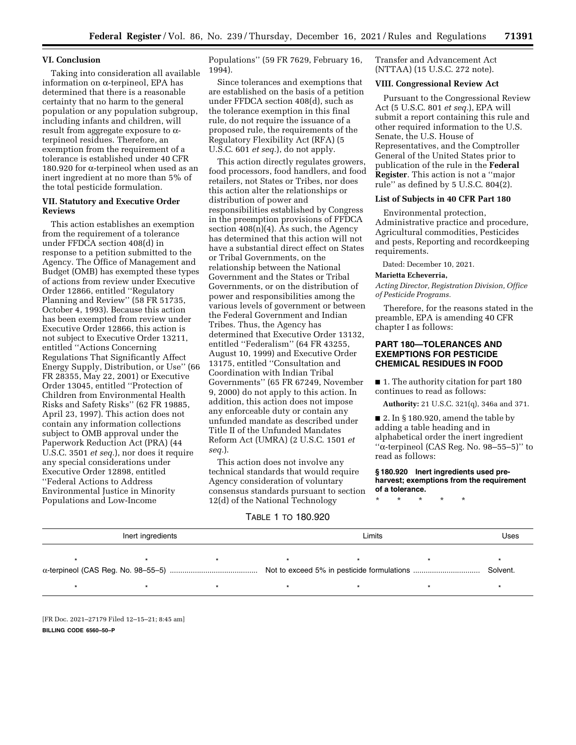## VI. Conclusion

Taking into consideration all available information on α-terpineol, EPA has determined that there is a reasonable certainty that no harm to the general population or any population subgroup, including infants and children, will result from aggregate exposure to α-terpineol residues. Therefore, an exemption from the requirement of a tolerance is established under 40 CFR 180.920 for α-terpineol when used as an inert ingredient at no more than 5% of the total pesticide formulation.

## VII. Statutory and Executive Order Reviews

This action establishes an exemption from the requirement of a tolerance under FFDCA section 408(d) in response to a petition submitted to the Agency. The Office of Management and Budget (OMB) has exempted these types of actions from review under Executive Order 12866, entitled ''Regulatory Planning and Review'' (58 FR 51735, October 4, 1993). Because this action has been exempted from review under Executive Order 12866, this action is not subject to Executive Order 13211, entitled ''Actions Concerning Regulations That Significantly Affect Energy Supply, Distribution, or Use'' (66 FR 28355, May 22, 2001) or Executive Order 13045, entitled ''Protection of Children from Environmental Health Risks and Safety Risks'' (62 FR 19885, April 23, 1997). This action does not contain any information collections subject to OMB approval under the Paperwork Reduction Act (PRA) (44 U.S.C. 3501 *et seq.*), nor does it require any special considerations under Executive Order 12898, entitled ''Federal Actions to Address Environmental Justice in Minority Populations and Low-Income Populations'' (59 FR 7629, February 16, 1994).

Since tolerances and exemptions that are established on the basis of a petition under FFDCA section 408(d), such as the tolerance exemption in this final rule, do not require the issuance of a proposed rule, the requirements of the Regulatory Flexibility Act (RFA) (5 U.S.C. 601 *et seq.*), do not apply.

This action directly regulates growers, food processors, food handlers, and food retailers, not States or Tribes, nor does this action alter the relationships or distribution of power and responsibilities established by Congress in the preemption provisions of FFDCA section 408(n)(4). As such, the Agency has determined that this action will not have a substantial direct effect on States or Tribal Governments, on the relationship between the National Government and the States or Tribal Governments, or on the distribution of power and responsibilities among the various levels of government or between the Federal Government and Indian Tribes. Thus, the Agency has determined that Executive Order 13132, entitled ''Federalism'' (64 FR 43255, August 10, 1999) and Executive Order 13175, entitled ''Consultation and Coordination with Indian Tribal Governments'' (65 FR 67249, November 9, 2000) do not apply to this action. In addition, this action does not impose any enforceable duty or contain any unfunded mandate as described under Title II of the Unfunded Mandates Reform Act (UMRA) (2 U.S.C. 1501 *et seq.*).

This action does not involve any technical standards that would require Agency consideration of voluntary consensus standards pursuant to section 12(d) of the National Technology Transfer and Advancement Act (NTTAA) (15 U.S.C. 272 note).

## VIII. Congressional Review Act

Pursuant to the Congressional Review Act (5 U.S.C. 801 *et seq.*), EPA will submit a report containing this rule and other required information to the U.S. Senate, the U.S. House of Representatives, and the Comptroller General of the United States prior to publication of the rule in the **Federal Register**. This action is not a ''major rule'' as defined by 5 U.S.C. 804(2).

### List of Subjects in 40 CFR Part 180

Environmental protection, Administrative practice and procedure, Agricultural commodities, Pesticides and pests, Reporting and recordkeeping requirements.

Dated: December 10, 2021.

**Marietta Echeverria,**

*Acting Director, Registration Division, Office of Pesticide Programs.*

Therefore, for the reasons stated in the preamble, EPA is amending 40 CFR chapter I as follows:

## PART 180—TOLERANCES AND EXEMPTIONS FOR PESTICIDE CHEMICAL RESIDUES IN FOOD

■ 1. The authority citation for part 180 continues to read as follows:

**Authority:** 21 U.S.C. 321(q), 346a and 371.

■ 2. In § 180.920, amend the table by adding a table heading and in alphabetical order the inert ingredient ''α-terpineol (CAS Reg. No. 98–55–5)'' to read as follows:

**§ 180.920 Inert ingredients used pre-harvest; exemptions from the requirement of a tolerance.**

\* \* \* \* \*

TABLE 1 TO 180.920

| Inert ingredients | Limits | Uses |
|---|---|---|
| * * * | * * * | * |
| α-terpineol (CAS Reg. No. 98–55–5) | Not to exceed 5% in pesticide formulations | Solvent. |
| * * * | * * * | * |

[FR Doc. 2021–27179 Filed 12–15–21; 8:45 am]

**BILLING CODE 6560–50–P**